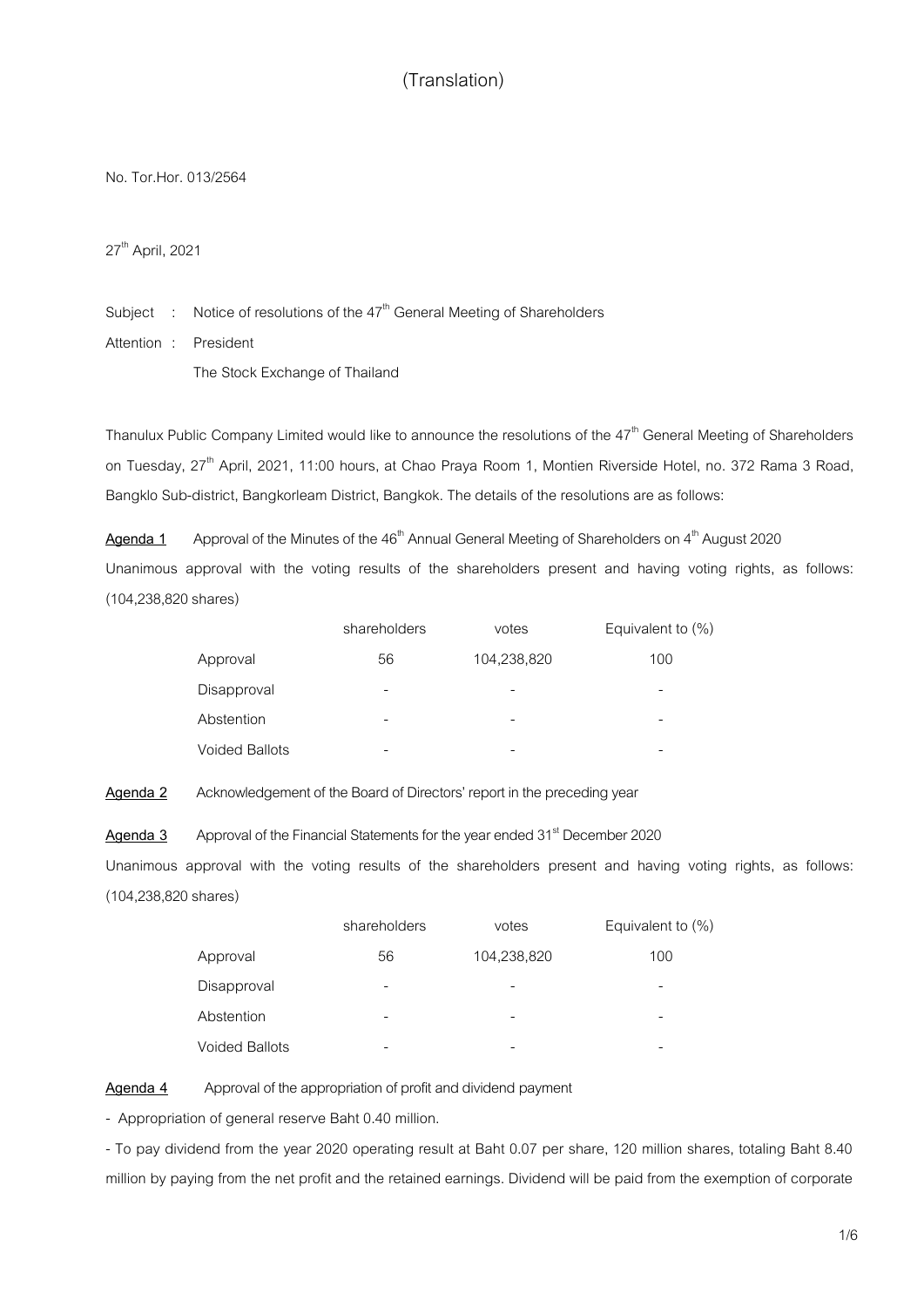(Translation)

No. Tor.Hor. 013/2564

27th April, 2021

Subject : Notice of resolutions of the 47th General Meeting of Shareholders

Attention : President

The Stock Exchange of Thailand

Thanulux Public Company Limited would like to announce the resolutions of the 47th General Meeting of Shareholders on Tuesday, 27th April, 2021, 11:00 hours, at Chao Praya Room 1, Montien Riverside Hotel, no. 372 Rama 3 Road, Bangklo Sub-district, Bangkorleam District, Bangkok. The details of the resolutions are as follows:

**Agenda 1** Approval of the Minutes of the 46th Annual General Meeting of Shareholders on 4th August 2020

Unanimous approval with the voting results of the shareholders present and having voting rights, as follows: (104,238,820 shares)

| | shareholders | votes | Equivalent to (%) |
|---|---|---|---|
| Approval | 56 | 104,238,820 | 100 |
| Disapproval | - | - | - |
| Abstention | - | - | - |
| Voided Ballots | - | - | - |

**Agenda 2** Acknowledgement of the Board of Directors' report in the preceding year

**Agenda 3** Approval of the Financial Statements for the year ended 31st December 2020

Unanimous approval with the voting results of the shareholders present and having voting rights, as follows: (104,238,820 shares)

| | shareholders | votes | Equivalent to (%) |
|---|---|---|---|
| Approval | 56 | 104,238,820 | 100 |
| Disapproval | - | - | - |
| Abstention | - | - | - |
| Voided Ballots | - | - | - |

**Agenda 4** Approval of the appropriation of profit and dividend payment

- Appropriation of general reserve Baht 0.40 million.

- To pay dividend from the year 2020 operating result at Baht 0.07 per share, 120 million shares, totaling Baht 8.40 million by paying from the net profit and the retained earnings. Dividend will be paid from the exemption of corporate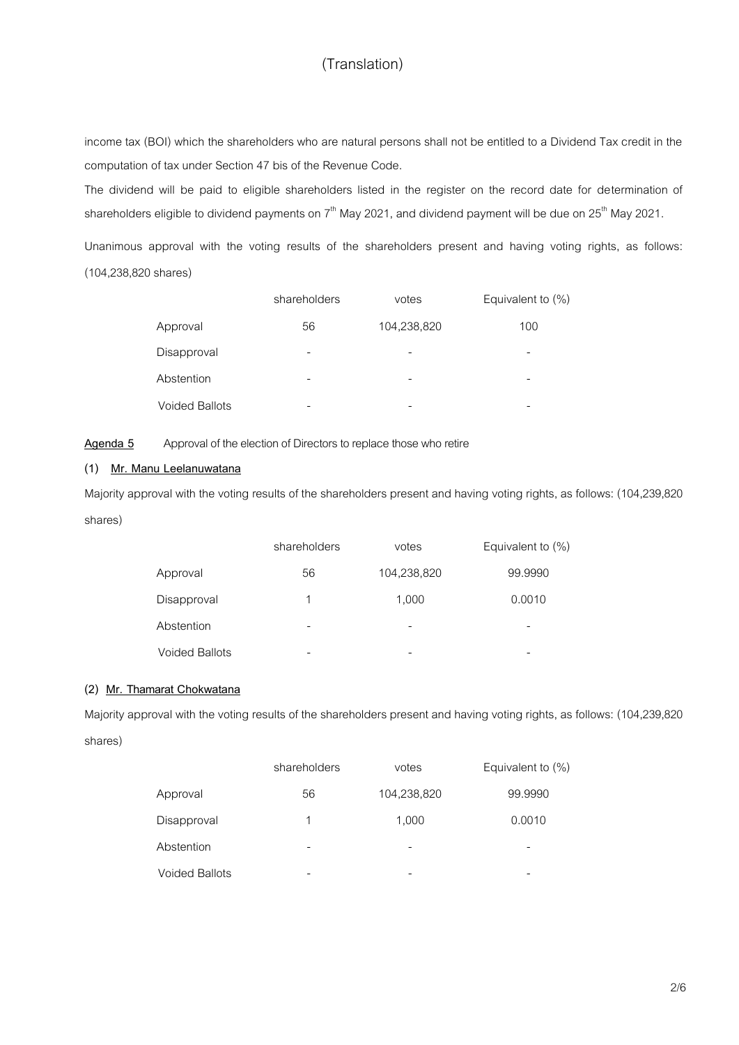(Translation)

income tax (BOI) which the shareholders who are natural persons shall not be entitled to a Dividend Tax credit in the computation of tax under Section 47 bis of the Revenue Code.

The dividend will be paid to eligible shareholders listed in the register on the record date for determination of shareholders eligible to dividend payments on 7th May 2021, and dividend payment will be due on 25th May 2021.

Unanimous approval with the voting results of the shareholders present and having voting rights, as follows: (104,238,820 shares)

| | shareholders | votes | Equivalent to (%) |
|---|---|---|---|
| Approval | 56 | 104,238,820 | 100 |
| Disapproval | - | - | - |
| Abstention | - | - | - |
| Voided Ballots | - | - | - |

**Agenda 5** Approval of the election of Directors to replace those who retire

**(1) Mr. Manu Leelanuwatana**

Majority approval with the voting results of the shareholders present and having voting rights, as follows: (104,239,820 shares)

| | shareholders | votes | Equivalent to (%) |
|---|---|---|---|
| Approval | 56 | 104,238,820 | 99.9990 |
| Disapproval | 1 | 1,000 | 0.0010 |
| Abstention | - | - | - |
| Voided Ballots | - | - | - |

**(2) Mr. Thamarat Chokwatana**

Majority approval with the voting results of the shareholders present and having voting rights, as follows: (104,239,820 shares)

| | shareholders | votes | Equivalent to (%) |
|---|---|---|---|
| Approval | 56 | 104,238,820 | 99.9990 |
| Disapproval | 1 | 1,000 | 0.0010 |
| Abstention | - | - | - |
| Voided Ballots | - | - | - |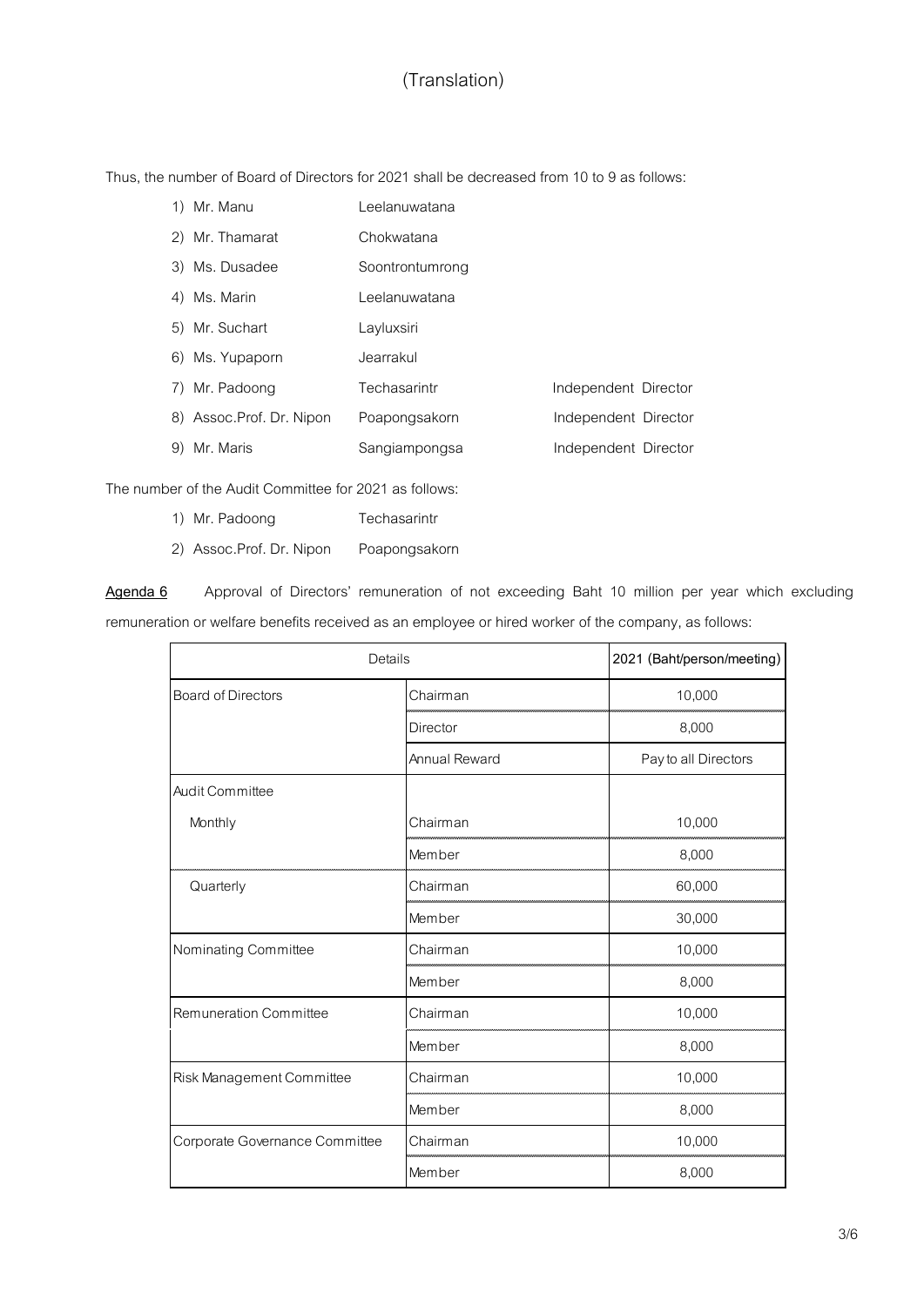(Translation)

Thus, the number of Board of Directors for 2021 shall be decreased from 10 to 9 as follows:

1) Mr. Manu Leelanuwatana
2) Mr. Thamarat Chokwatana
3) Ms. Dusadee Soontrontumrong
4) Ms. Marin Leelanuwatana
5) Mr. Suchart Layluxsiri
6) Ms. Yupaporn Jearrakul
7) Mr. Padoong Techasarintr Independent Director
8) Assoc.Prof. Dr. Nipon Poapongsakorn Independent Director
9) Mr. Maris Sangiampongsa Independent Director

The number of the Audit Committee for 2021 as follows:

1) Mr. Padoong Techasarintr
2) Assoc.Prof. Dr. Nipon Poapongsakorn

**Agenda 6** Approval of Directors' remuneration of not exceeding Baht 10 million per year which excluding remuneration or welfare benefits received as an employee or hired worker of the company, as follows:

| Details | | 2021 (Baht/person/meeting) |
|---|---|---|
| Board of Directors | Chairman | 10,000 |
| | Director | 8,000 |
| | Annual Reward | Pay to all Directors |
| Audit Committee | | |
| Monthly | Chairman | 10,000 |
| | Member | 8,000 |
| Quarterly | Chairman | 60,000 |
| | Member | 30,000 |
| Nominating Committee | Chairman | 10,000 |
| | Member | 8,000 |
| Remuneration Committee | Chairman | 10,000 |
| | Member | 8,000 |
| Risk Management Committee | Chairman | 10,000 |
| | Member | 8,000 |
| Corporate Governance Committee | Chairman | 10,000 |
| | Member | 8,000 |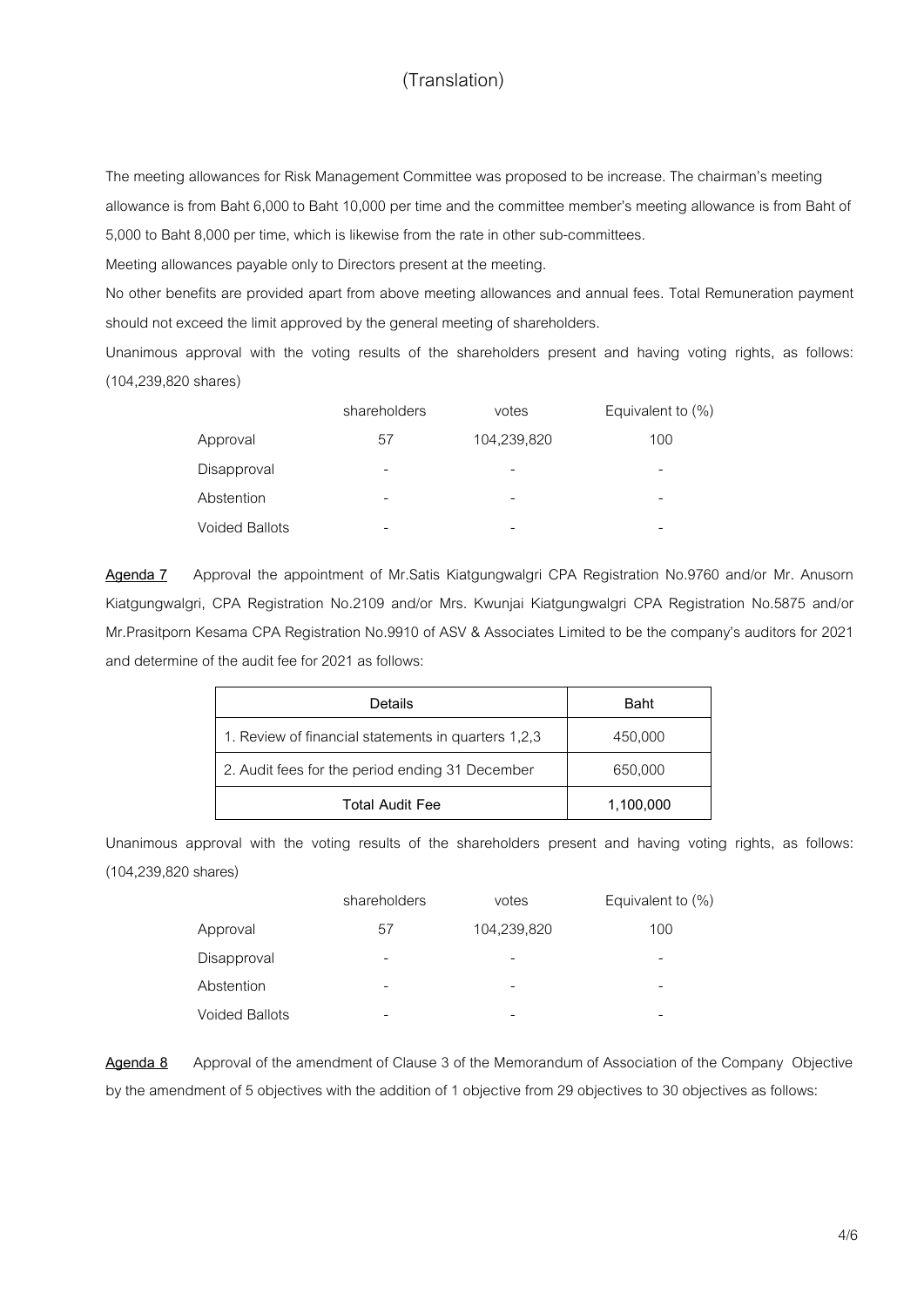(Translation)

The meeting allowances for Risk Management Committee was proposed to be increase. The chairman's meeting allowance is from Baht 6,000 to Baht 10,000 per time and the committee member's meeting allowance is from Baht of 5,000 to Baht 8,000 per time, which is likewise from the rate in other sub-committees.

Meeting allowances payable only to Directors present at the meeting.

No other benefits are provided apart from above meeting allowances and annual fees. Total Remuneration payment should not exceed the limit approved by the general meeting of shareholders.

Unanimous approval with the voting results of the shareholders present and having voting rights, as follows: (104,239,820 shares)

| | shareholders | votes | Equivalent to (%) |
|---|---|---|---|
| Approval | 57 | 104,239,820 | 100 |
| Disapproval | - | - | - |
| Abstention | - | - | - |
| Voided Ballots | - | - | - |

**Agenda 7** Approval the appointment of Mr.Satis Kiatgungwalgri CPA Registration No.9760 and/or Mr. Anusorn Kiatgungwalgri, CPA Registration No.2109 and/or Mrs. Kwunjai Kiatgungwalgri CPA Registration No.5875 and/or Mr.Prasitporn Kesama CPA Registration No.9910 of ASV & Associates Limited to be the company's auditors for 2021 and determine of the audit fee for 2021 as follows:

| Details | Baht |
|---|---|
| 1. Review of financial statements in quarters 1,2,3 | 450,000 |
| 2. Audit fees for the period ending 31 December | 650,000 |
| **Total Audit Fee** | **1,100,000** |

Unanimous approval with the voting results of the shareholders present and having voting rights, as follows: (104,239,820 shares)

| | shareholders | votes | Equivalent to (%) |
|---|---|---|---|
| Approval | 57 | 104,239,820 | 100 |
| Disapproval | - | - | - |
| Abstention | - | - | - |
| Voided Ballots | - | - | - |

**Agenda 8** Approval of the amendment of Clause 3 of the Memorandum of Association of the Company Objective by the amendment of 5 objectives with the addition of 1 objective from 29 objectives to 30 objectives as follows: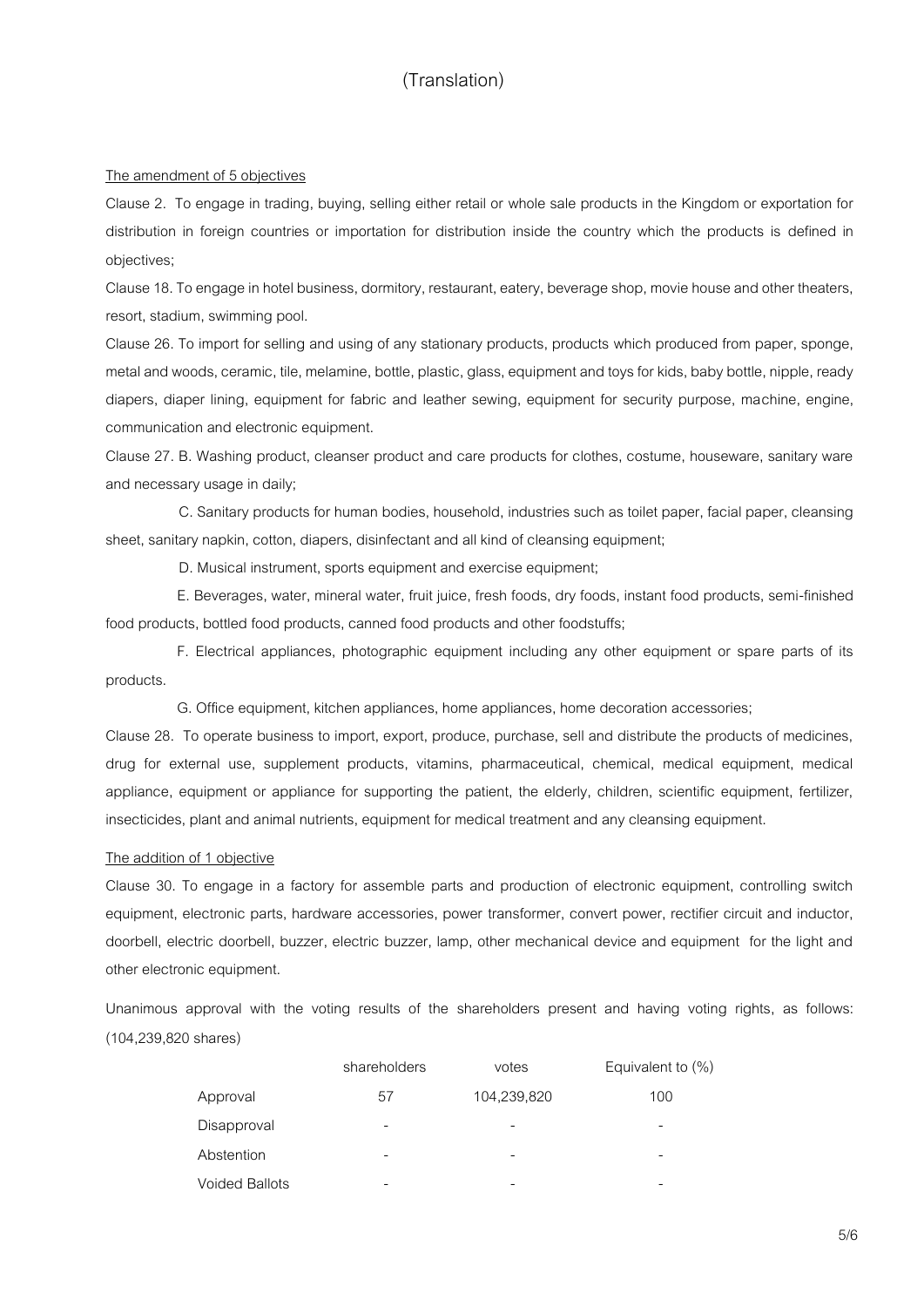(Translation)

The amendment of 5 objectives

Clause 2. To engage in trading, buying, selling either retail or whole sale products in the Kingdom or exportation for distribution in foreign countries or importation for distribution inside the country which the products is defined in objectives;

Clause 18. To engage in hotel business, dormitory, restaurant, eatery, beverage shop, movie house and other theaters, resort, stadium, swimming pool.

Clause 26. To import for selling and using of any stationary products, products which produced from paper, sponge, metal and woods, ceramic, tile, melamine, bottle, plastic, glass, equipment and toys for kids, baby bottle, nipple, ready diapers, diaper lining, equipment for fabric and leather sewing, equipment for security purpose, machine, engine, communication and electronic equipment.

Clause 27. B. Washing product, cleanser product and care products for clothes, costume, houseware, sanitary ware and necessary usage in daily;

C. Sanitary products for human bodies, household, industries such as toilet paper, facial paper, cleansing sheet, sanitary napkin, cotton, diapers, disinfectant and all kind of cleansing equipment;

D. Musical instrument, sports equipment and exercise equipment;

E. Beverages, water, mineral water, fruit juice, fresh foods, dry foods, instant food products, semi-finished food products, bottled food products, canned food products and other foodstuffs;

F. Electrical appliances, photographic equipment including any other equipment or spare parts of its products.

G. Office equipment, kitchen appliances, home appliances, home decoration accessories;

Clause 28. To operate business to import, export, produce, purchase, sell and distribute the products of medicines, drug for external use, supplement products, vitamins, pharmaceutical, chemical, medical equipment, medical appliance, equipment or appliance for supporting the patient, the elderly, children, scientific equipment, fertilizer, insecticides, plant and animal nutrients, equipment for medical treatment and any cleansing equipment.

The addition of 1 objective

Clause 30. To engage in a factory for assemble parts and production of electronic equipment, controlling switch equipment, electronic parts, hardware accessories, power transformer, convert power, rectifier circuit and inductor, doorbell, electric doorbell, buzzer, electric buzzer, lamp, other mechanical device and equipment for the light and other electronic equipment.

Unanimous approval with the voting results of the shareholders present and having voting rights, as follows: (104,239,820 shares)

| | shareholders | votes | Equivalent to (%) |
|---|---|---|---|
| Approval | 57 | 104,239,820 | 100 |
| Disapproval | - | - | - |
| Abstention | - | - | - |
| Voided Ballots | - | - | - |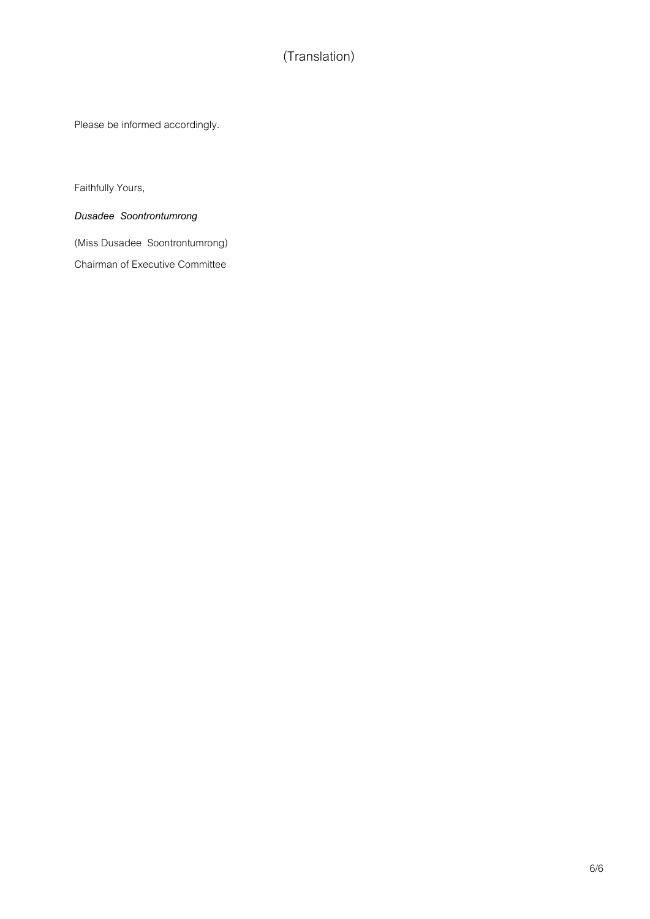(Translation)

Please be informed accordingly.

Faithfully Yours,

***Dusadee Soontrontumrong***

(Miss Dusadee Soontrontumrong)

Chairman of Executive Committee